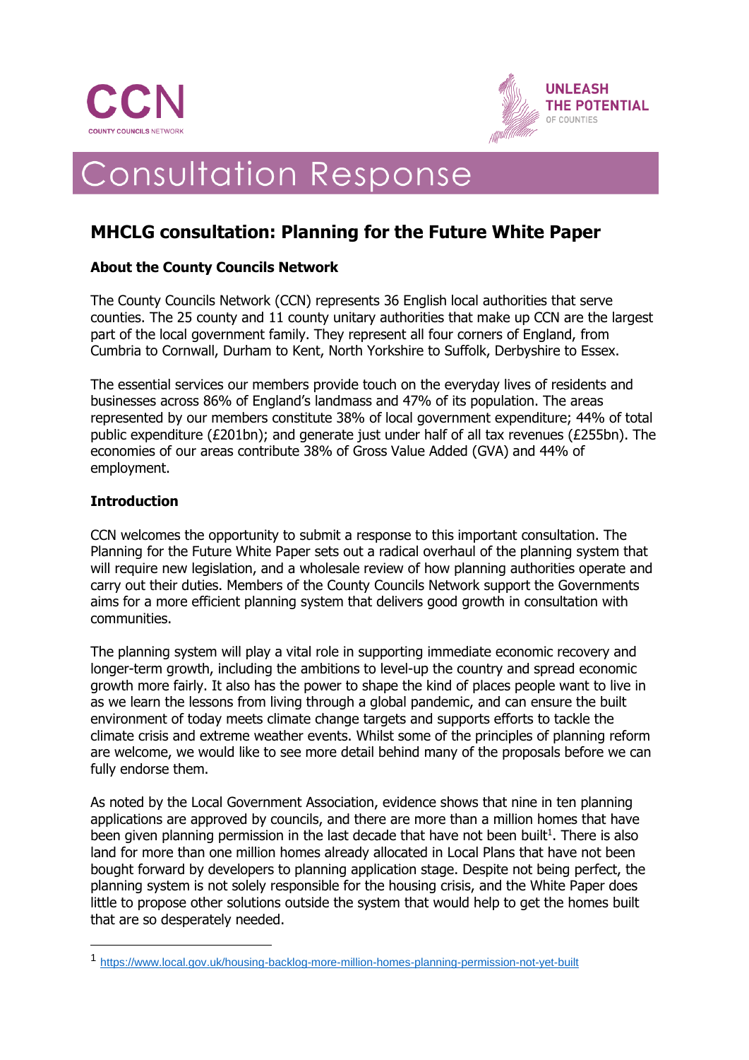CCN

COUNTY COUNCILS NETWORK

UNLEASH THE POTENTIAL OF COUNTIES

# Consultation Response

## MHCLG consultation: Planning for the Future White Paper

### About the County Councils Network

The County Councils Network (CCN) represents 36 English local authorities that serve counties. The 25 county and 11 county unitary authorities that make up CCN are the largest part of the local government family. They represent all four corners of England, from Cumbria to Cornwall, Durham to Kent, North Yorkshire to Suffolk, Derbyshire to Essex.

The essential services our members provide touch on the everyday lives of residents and businesses across 86% of England's landmass and 47% of its population. The areas represented by our members constitute 38% of local government expenditure; 44% of total public expenditure (£201bn); and generate just under half of all tax revenues (£255bn). The economies of our areas contribute 38% of Gross Value Added (GVA) and 44% of employment.

### Introduction

CCN welcomes the opportunity to submit a response to this important consultation. The Planning for the Future White Paper sets out a radical overhaul of the planning system that will require new legislation, and a wholesale review of how planning authorities operate and carry out their duties. Members of the County Councils Network support the Governments aims for a more efficient planning system that delivers good growth in consultation with communities.

The planning system will play a vital role in supporting immediate economic recovery and longer-term growth, including the ambitions to level-up the country and spread economic growth more fairly. It also has the power to shape the kind of places people want to live in as we learn the lessons from living through a global pandemic, and can ensure the built environment of today meets climate change targets and supports efforts to tackle the climate crisis and extreme weather events. Whilst some of the principles of planning reform are welcome, we would like to see more detail behind many of the proposals before we can fully endorse them.

As noted by the Local Government Association, evidence shows that nine in ten planning applications are approved by councils, and there are more than a million homes that have been given planning permission in the last decade that have not been built[1]. There is also land for more than one million homes already allocated in Local Plans that have not been bought forward by developers to planning application stage. Despite not being perfect, the planning system is not solely responsible for the housing crisis, and the White Paper does little to propose other solutions outside the system that would help to get the homes built that are so desperately needed.

[1] https://www.local.gov.uk/housing-backlog-more-million-homes-planning-permission-not-yet-built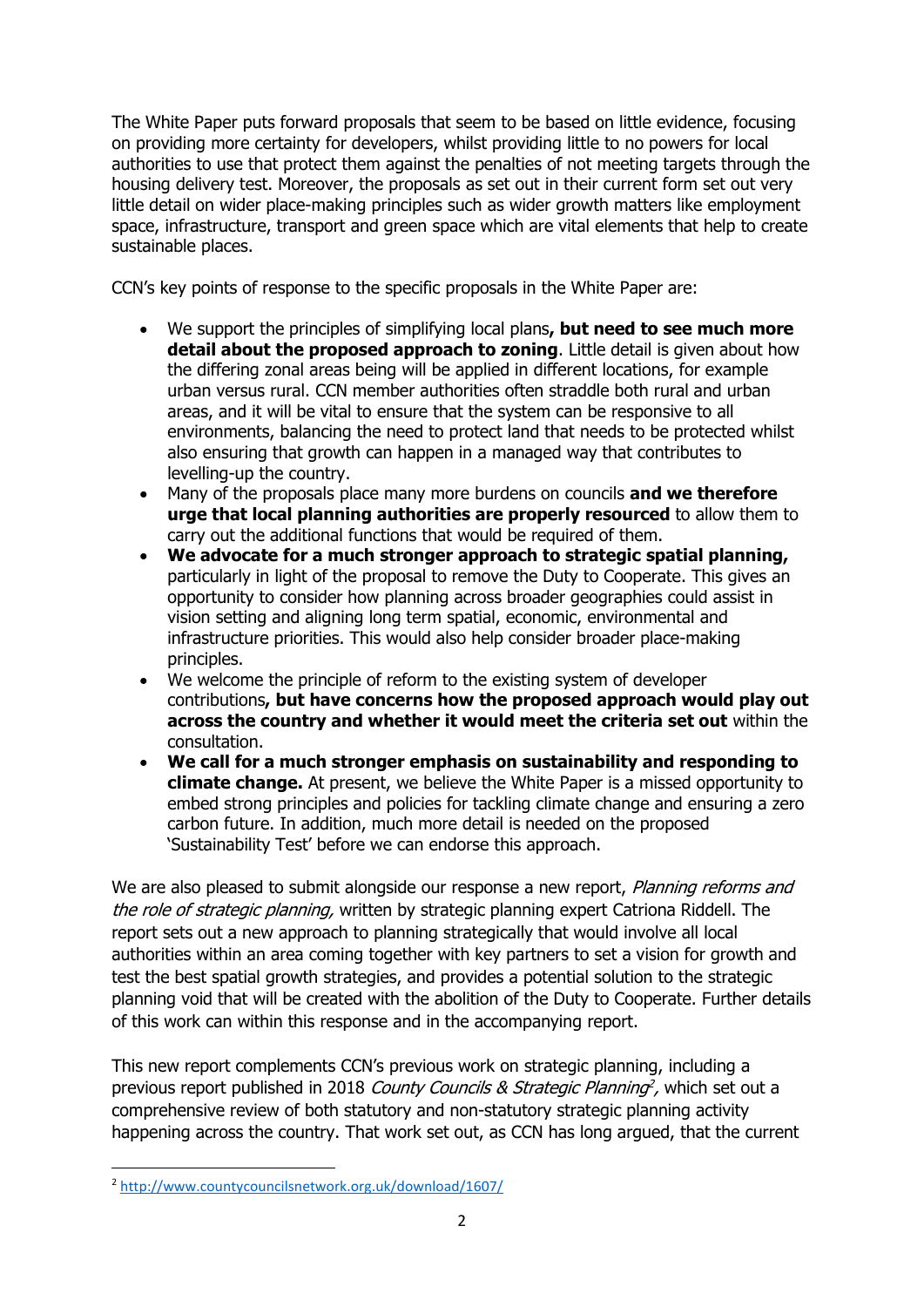The White Paper puts forward proposals that seem to be based on little evidence, focusing on providing more certainty for developers, whilst providing little to no powers for local authorities to use that protect them against the penalties of not meeting targets through the housing delivery test. Moreover, the proposals as set out in their current form set out very little detail on wider place-making principles such as wider growth matters like employment space, infrastructure, transport and green space which are vital elements that help to create sustainable places.

CCN's key points of response to the specific proposals in the White Paper are:

- We support the principles of simplifying local plans**, but need to see much more detail about the proposed approach to zoning**. Little detail is given about how the differing zonal areas being will be applied in different locations, for example urban versus rural. CCN member authorities often straddle both rural and urban areas, and it will be vital to ensure that the system can be responsive to all environments, balancing the need to protect land that needs to be protected whilst also ensuring that growth can happen in a managed way that contributes to levelling-up the country.
- Many of the proposals place many more burdens on councils **and we therefore urge that local planning authorities are properly resourced** to allow them to carry out the additional functions that would be required of them.
- **We advocate for a much stronger approach to strategic spatial planning,** particularly in light of the proposal to remove the Duty to Cooperate. This gives an opportunity to consider how planning across broader geographies could assist in vision setting and aligning long term spatial, economic, environmental and infrastructure priorities. This would also help consider broader place-making principles.
- We welcome the principle of reform to the existing system of developer contributions**, but have concerns how the proposed approach would play out across the country and whether it would meet the criteria set out** within the consultation.
- **We call for a much stronger emphasis on sustainability and responding to climate change.** At present, we believe the White Paper is a missed opportunity to embed strong principles and policies for tackling climate change and ensuring a zero carbon future. In addition, much more detail is needed on the proposed 'Sustainability Test' before we can endorse this approach.

We are also pleased to submit alongside our response a new report, *Planning reforms and the role of strategic planning,* written by strategic planning expert Catriona Riddell. The report sets out a new approach to planning strategically that would involve all local authorities within an area coming together with key partners to set a vision for growth and test the best spatial growth strategies, and provides a potential solution to the strategic planning void that will be created with the abolition of the Duty to Cooperate. Further details of this work can within this response and in the accompanying report.

This new report complements CCN's previous work on strategic planning, including a previous report published in 2018 *County Councils & Strategic Planning*[2]*,* which set out a comprehensive review of both statutory and non-statutory strategic planning activity happening across the country. That work set out, as CCN has long argued, that the current

[2] http://www.countycouncilsnetwork.org.uk/download/1607/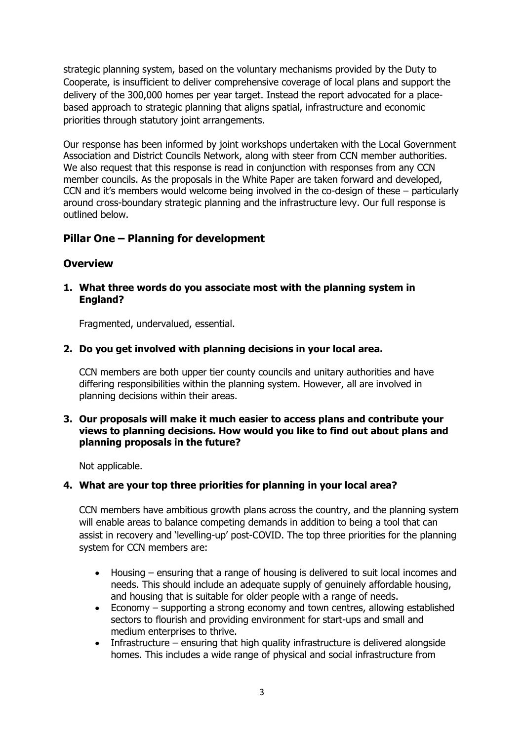strategic planning system, based on the voluntary mechanisms provided by the Duty to Cooperate, is insufficient to deliver comprehensive coverage of local plans and support the delivery of the 300,000 homes per year target. Instead the report advocated for a place-based approach to strategic planning that aligns spatial, infrastructure and economic priorities through statutory joint arrangements.

Our response has been informed by joint workshops undertaken with the Local Government Association and District Councils Network, along with steer from CCN member authorities. We also request that this response is read in conjunction with responses from any CCN member councils. As the proposals in the White Paper are taken forward and developed, CCN and it's members would welcome being involved in the co-design of these – particularly around cross-boundary strategic planning and the infrastructure levy. Our full response is outlined below.

## Pillar One – Planning for development

## Overview

**1. What three words do you associate most with the planning system in England?**

Fragmented, undervalued, essential.

**2. Do you get involved with planning decisions in your local area.**

CCN members are both upper tier county councils and unitary authorities and have differing responsibilities within the planning system. However, all are involved in planning decisions within their areas.

**3. Our proposals will make it much easier to access plans and contribute your views to planning decisions. How would you like to find out about plans and planning proposals in the future?**

Not applicable.

**4. What are your top three priorities for planning in your local area?**

CCN members have ambitious growth plans across the country, and the planning system will enable areas to balance competing demands in addition to being a tool that can assist in recovery and 'levelling-up' post-COVID. The top three priorities for the planning system for CCN members are:

- Housing – ensuring that a range of housing is delivered to suit local incomes and needs. This should include an adequate supply of genuinely affordable housing, and housing that is suitable for older people with a range of needs.
- Economy – supporting a strong economy and town centres, allowing established sectors to flourish and providing environment for start-ups and small and medium enterprises to thrive.
- Infrastructure – ensuring that high quality infrastructure is delivered alongside homes. This includes a wide range of physical and social infrastructure from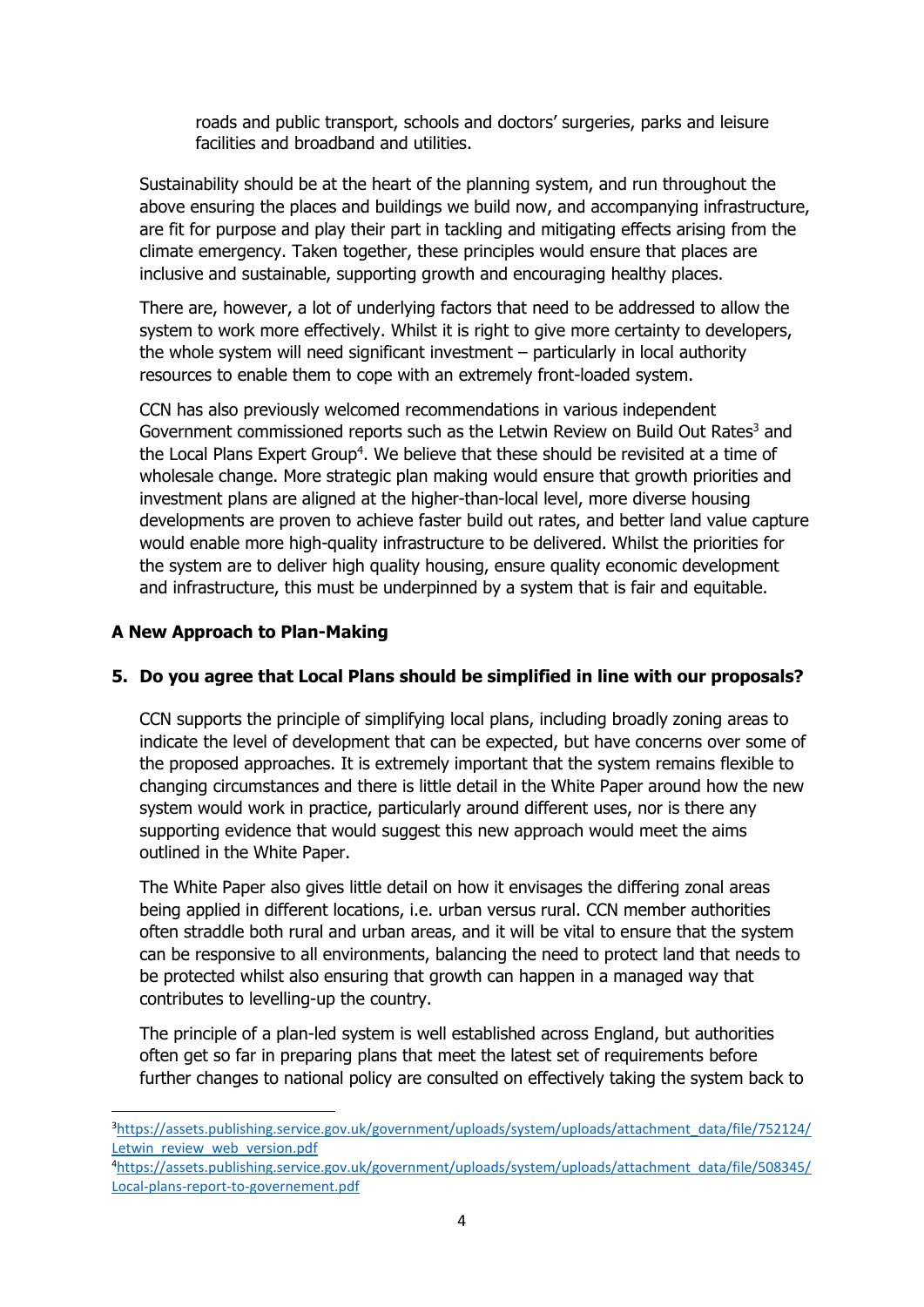roads and public transport, schools and doctors' surgeries, parks and leisure facilities and broadband and utilities.

Sustainability should be at the heart of the planning system, and run throughout the above ensuring the places and buildings we build now, and accompanying infrastructure, are fit for purpose and play their part in tackling and mitigating effects arising from the climate emergency. Taken together, these principles would ensure that places are inclusive and sustainable, supporting growth and encouraging healthy places.

There are, however, a lot of underlying factors that need to be addressed to allow the system to work more effectively. Whilst it is right to give more certainty to developers, the whole system will need significant investment – particularly in local authority resources to enable them to cope with an extremely front-loaded system.

CCN has also previously welcomed recommendations in various independent Government commissioned reports such as the Letwin Review on Build Out Rates[3] and the Local Plans Expert Group[4]. We believe that these should be revisited at a time of wholesale change. More strategic plan making would ensure that growth priorities and investment plans are aligned at the higher-than-local level, more diverse housing developments are proven to achieve faster build out rates, and better land value capture would enable more high-quality infrastructure to be delivered. Whilst the priorities for the system are to deliver high quality housing, ensure quality economic development and infrastructure, this must be underpinned by a system that is fair and equitable.

## A New Approach to Plan-Making

### 5. Do you agree that Local Plans should be simplified in line with our proposals?

CCN supports the principle of simplifying local plans, including broadly zoning areas to indicate the level of development that can be expected, but have concerns over some of the proposed approaches. It is extremely important that the system remains flexible to changing circumstances and there is little detail in the White Paper around how the new system would work in practice, particularly around different uses, nor is there any supporting evidence that would suggest this new approach would meet the aims outlined in the White Paper.

The White Paper also gives little detail on how it envisages the differing zonal areas being applied in different locations, i.e. urban versus rural. CCN member authorities often straddle both rural and urban areas, and it will be vital to ensure that the system can be responsive to all environments, balancing the need to protect land that needs to be protected whilst also ensuring that growth can happen in a managed way that contributes to levelling-up the country.

The principle of a plan-led system is well established across England, but authorities often get so far in preparing plans that meet the latest set of requirements before further changes to national policy are consulted on effectively taking the system back to

[3] https://assets.publishing.service.gov.uk/government/uploads/system/uploads/attachment_data/file/752124/Letwin_review_web_version.pdf

[4] https://assets.publishing.service.gov.uk/government/uploads/system/uploads/attachment_data/file/508345/Local-plans-report-to-governement.pdf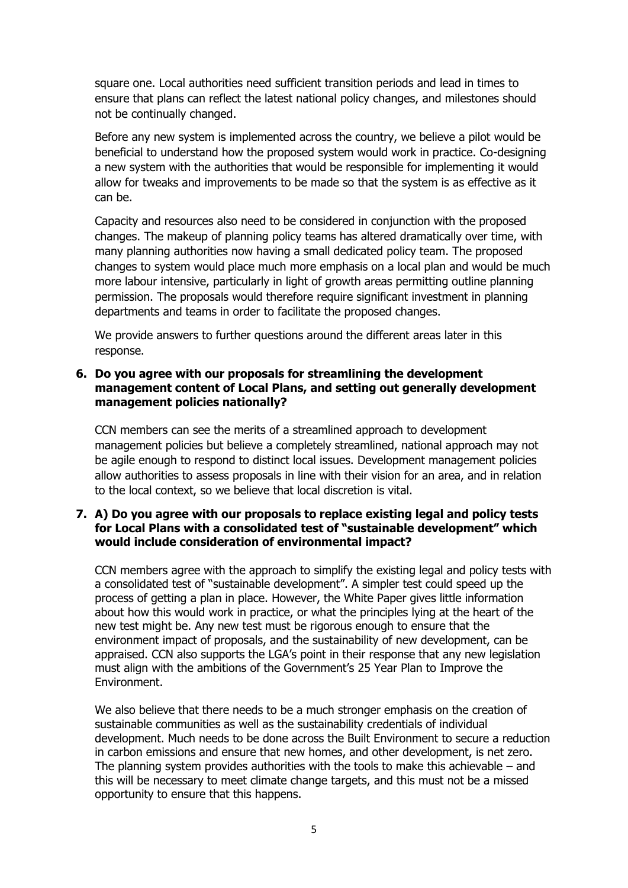square one. Local authorities need sufficient transition periods and lead in times to ensure that plans can reflect the latest national policy changes, and milestones should not be continually changed.

Before any new system is implemented across the country, we believe a pilot would be beneficial to understand how the proposed system would work in practice. Co-designing a new system with the authorities that would be responsible for implementing it would allow for tweaks and improvements to be made so that the system is as effective as it can be.

Capacity and resources also need to be considered in conjunction with the proposed changes. The makeup of planning policy teams has altered dramatically over time, with many planning authorities now having a small dedicated policy team. The proposed changes to system would place much more emphasis on a local plan and would be much more labour intensive, particularly in light of growth areas permitting outline planning permission. The proposals would therefore require significant investment in planning departments and teams in order to facilitate the proposed changes.

We provide answers to further questions around the different areas later in this response.

**6. Do you agree with our proposals for streamlining the development management content of Local Plans, and setting out generally development management policies nationally?**

CCN members can see the merits of a streamlined approach to development management policies but believe a completely streamlined, national approach may not be agile enough to respond to distinct local issues. Development management policies allow authorities to assess proposals in line with their vision for an area, and in relation to the local context, so we believe that local discretion is vital.

**7. A) Do you agree with our proposals to replace existing legal and policy tests for Local Plans with a consolidated test of "sustainable development" which would include consideration of environmental impact?**

CCN members agree with the approach to simplify the existing legal and policy tests with a consolidated test of "sustainable development". A simpler test could speed up the process of getting a plan in place. However, the White Paper gives little information about how this would work in practice, or what the principles lying at the heart of the new test might be. Any new test must be rigorous enough to ensure that the environment impact of proposals, and the sustainability of new development, can be appraised. CCN also supports the LGA's point in their response that any new legislation must align with the ambitions of the Government's 25 Year Plan to Improve the Environment.

We also believe that there needs to be a much stronger emphasis on the creation of sustainable communities as well as the sustainability credentials of individual development. Much needs to be done across the Built Environment to secure a reduction in carbon emissions and ensure that new homes, and other development, is net zero. The planning system provides authorities with the tools to make this achievable – and this will be necessary to meet climate change targets, and this must not be a missed opportunity to ensure that this happens.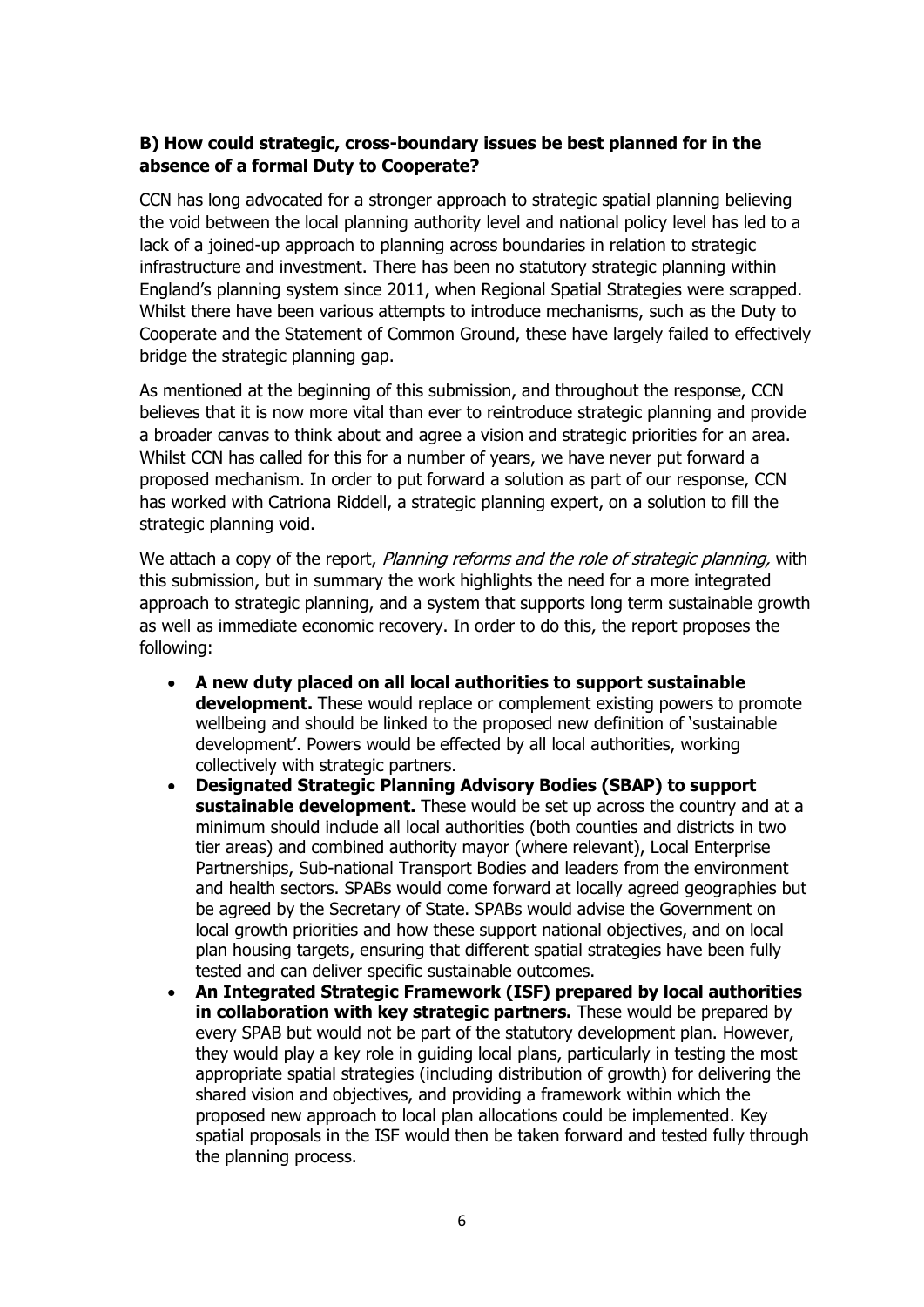**B) How could strategic, cross-boundary issues be best planned for in the absence of a formal Duty to Cooperate?**

CCN has long advocated for a stronger approach to strategic spatial planning believing the void between the local planning authority level and national policy level has led to a lack of a joined-up approach to planning across boundaries in relation to strategic infrastructure and investment. There has been no statutory strategic planning within England's planning system since 2011, when Regional Spatial Strategies were scrapped. Whilst there have been various attempts to introduce mechanisms, such as the Duty to Cooperate and the Statement of Common Ground, these have largely failed to effectively bridge the strategic planning gap.

As mentioned at the beginning of this submission, and throughout the response, CCN believes that it is now more vital than ever to reintroduce strategic planning and provide a broader canvas to think about and agree a vision and strategic priorities for an area. Whilst CCN has called for this for a number of years, we have never put forward a proposed mechanism. In order to put forward a solution as part of our response, CCN has worked with Catriona Riddell, a strategic planning expert, on a solution to fill the strategic planning void.

We attach a copy of the report, *Planning reforms and the role of strategic planning,* with this submission, but in summary the work highlights the need for a more integrated approach to strategic planning, and a system that supports long term sustainable growth as well as immediate economic recovery. In order to do this, the report proposes the following:

- **A new duty placed on all local authorities to support sustainable development.** These would replace or complement existing powers to promote wellbeing and should be linked to the proposed new definition of 'sustainable development'. Powers would be effected by all local authorities, working collectively with strategic partners.
- **Designated Strategic Planning Advisory Bodies (SBAP) to support sustainable development.** These would be set up across the country and at a minimum should include all local authorities (both counties and districts in two tier areas) and combined authority mayor (where relevant), Local Enterprise Partnerships, Sub-national Transport Bodies and leaders from the environment and health sectors. SPABs would come forward at locally agreed geographies but be agreed by the Secretary of State. SPABs would advise the Government on local growth priorities and how these support national objectives, and on local plan housing targets, ensuring that different spatial strategies have been fully tested and can deliver specific sustainable outcomes.
- **An Integrated Strategic Framework (ISF) prepared by local authorities in collaboration with key strategic partners.** These would be prepared by every SPAB but would not be part of the statutory development plan. However, they would play a key role in guiding local plans, particularly in testing the most appropriate spatial strategies (including distribution of growth) for delivering the shared vision and objectives, and providing a framework within which the proposed new approach to local plan allocations could be implemented. Key spatial proposals in the ISF would then be taken forward and tested fully through the planning process.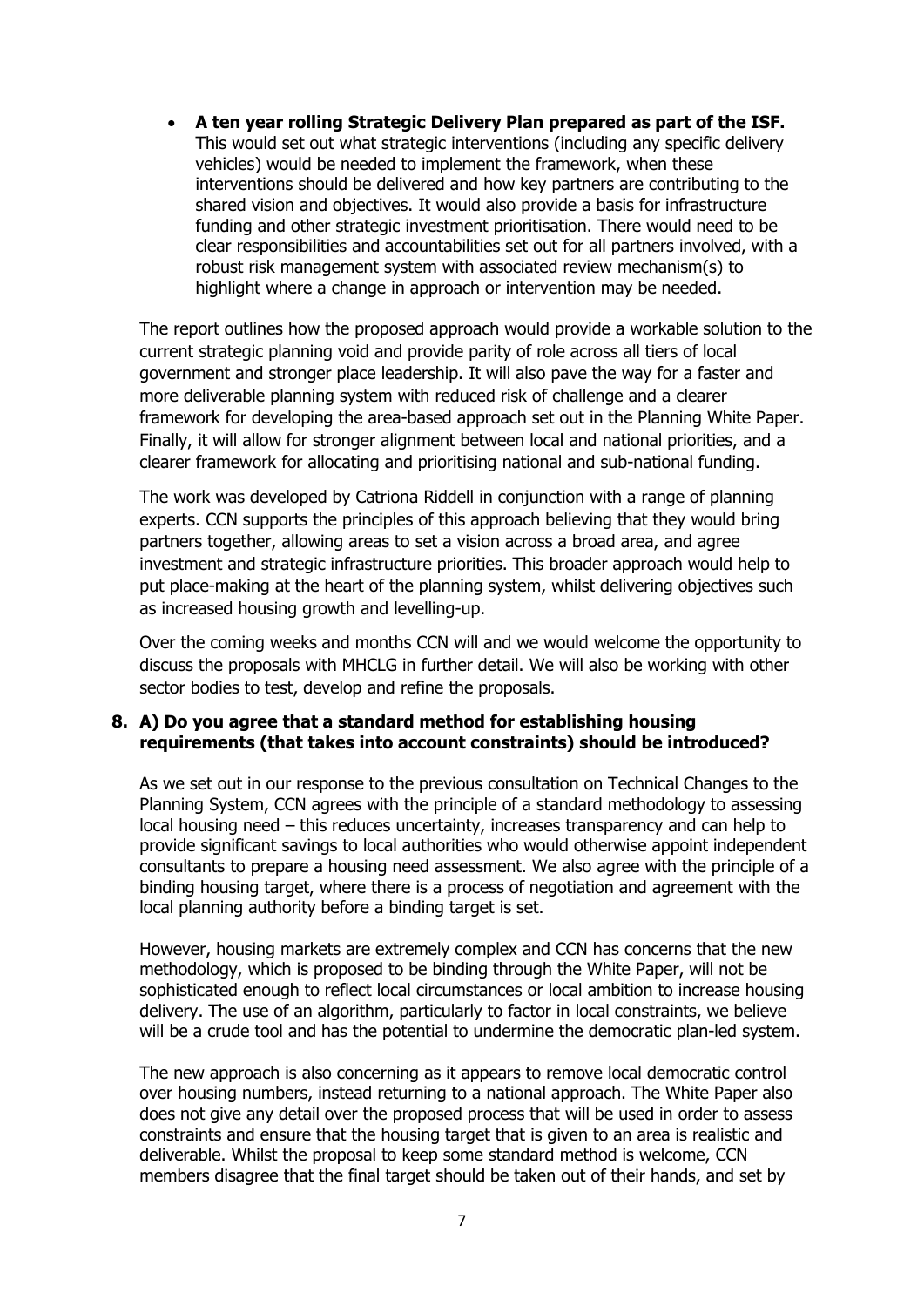- **A ten year rolling Strategic Delivery Plan prepared as part of the ISF.** This would set out what strategic interventions (including any specific delivery vehicles) would be needed to implement the framework, when these interventions should be delivered and how key partners are contributing to the shared vision and objectives. It would also provide a basis for infrastructure funding and other strategic investment prioritisation. There would need to be clear responsibilities and accountabilities set out for all partners involved, with a robust risk management system with associated review mechanism(s) to highlight where a change in approach or intervention may be needed.

The report outlines how the proposed approach would provide a workable solution to the current strategic planning void and provide parity of role across all tiers of local government and stronger place leadership. It will also pave the way for a faster and more deliverable planning system with reduced risk of challenge and a clearer framework for developing the area-based approach set out in the Planning White Paper. Finally, it will allow for stronger alignment between local and national priorities, and a clearer framework for allocating and prioritising national and sub-national funding.

The work was developed by Catriona Riddell in conjunction with a range of planning experts. CCN supports the principles of this approach believing that they would bring partners together, allowing areas to set a vision across a broad area, and agree investment and strategic infrastructure priorities. This broader approach would help to put place-making at the heart of the planning system, whilst delivering objectives such as increased housing growth and levelling-up.

Over the coming weeks and months CCN will and we would welcome the opportunity to discuss the proposals with MHCLG in further detail. We will also be working with other sector bodies to test, develop and refine the proposals.

**8. A) Do you agree that a standard method for establishing housing requirements (that takes into account constraints) should be introduced?**

As we set out in our response to the previous consultation on Technical Changes to the Planning System, CCN agrees with the principle of a standard methodology to assessing local housing need – this reduces uncertainty, increases transparency and can help to provide significant savings to local authorities who would otherwise appoint independent consultants to prepare a housing need assessment. We also agree with the principle of a binding housing target, where there is a process of negotiation and agreement with the local planning authority before a binding target is set.

However, housing markets are extremely complex and CCN has concerns that the new methodology, which is proposed to be binding through the White Paper, will not be sophisticated enough to reflect local circumstances or local ambition to increase housing delivery. The use of an algorithm, particularly to factor in local constraints, we believe will be a crude tool and has the potential to undermine the democratic plan-led system.

The new approach is also concerning as it appears to remove local democratic control over housing numbers, instead returning to a national approach. The White Paper also does not give any detail over the proposed process that will be used in order to assess constraints and ensure that the housing target that is given to an area is realistic and deliverable. Whilst the proposal to keep some standard method is welcome, CCN members disagree that the final target should be taken out of their hands, and set by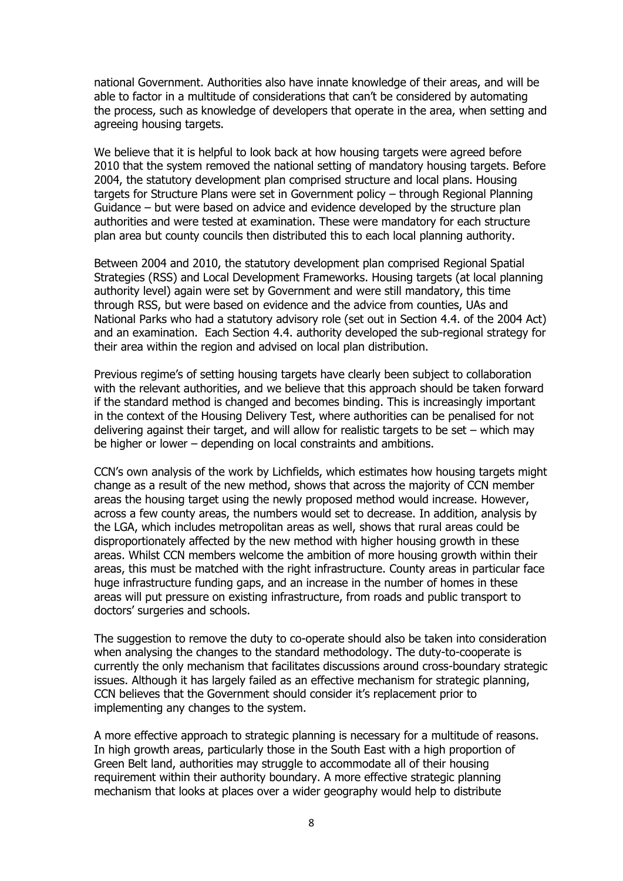national Government. Authorities also have innate knowledge of their areas, and will be able to factor in a multitude of considerations that can't be considered by automating the process, such as knowledge of developers that operate in the area, when setting and agreeing housing targets.

We believe that it is helpful to look back at how housing targets were agreed before 2010 that the system removed the national setting of mandatory housing targets. Before 2004, the statutory development plan comprised structure and local plans. Housing targets for Structure Plans were set in Government policy – through Regional Planning Guidance – but were based on advice and evidence developed by the structure plan authorities and were tested at examination. These were mandatory for each structure plan area but county councils then distributed this to each local planning authority.

Between 2004 and 2010, the statutory development plan comprised Regional Spatial Strategies (RSS) and Local Development Frameworks. Housing targets (at local planning authority level) again were set by Government and were still mandatory, this time through RSS, but were based on evidence and the advice from counties, UAs and National Parks who had a statutory advisory role (set out in Section 4.4. of the 2004 Act) and an examination. Each Section 4.4. authority developed the sub-regional strategy for their area within the region and advised on local plan distribution.

Previous regime's of setting housing targets have clearly been subject to collaboration with the relevant authorities, and we believe that this approach should be taken forward if the standard method is changed and becomes binding. This is increasingly important in the context of the Housing Delivery Test, where authorities can be penalised for not delivering against their target, and will allow for realistic targets to be set – which may be higher or lower – depending on local constraints and ambitions.

CCN's own analysis of the work by Lichfields, which estimates how housing targets might change as a result of the new method, shows that across the majority of CCN member areas the housing target using the newly proposed method would increase. However, across a few county areas, the numbers would set to decrease. In addition, analysis by the LGA, which includes metropolitan areas as well, shows that rural areas could be disproportionately affected by the new method with higher housing growth in these areas. Whilst CCN members welcome the ambition of more housing growth within their areas, this must be matched with the right infrastructure. County areas in particular face huge infrastructure funding gaps, and an increase in the number of homes in these areas will put pressure on existing infrastructure, from roads and public transport to doctors' surgeries and schools.

The suggestion to remove the duty to co-operate should also be taken into consideration when analysing the changes to the standard methodology. The duty-to-cooperate is currently the only mechanism that facilitates discussions around cross-boundary strategic issues. Although it has largely failed as an effective mechanism for strategic planning, CCN believes that the Government should consider it's replacement prior to implementing any changes to the system.

A more effective approach to strategic planning is necessary for a multitude of reasons. In high growth areas, particularly those in the South East with a high proportion of Green Belt land, authorities may struggle to accommodate all of their housing requirement within their authority boundary. A more effective strategic planning mechanism that looks at places over a wider geography would help to distribute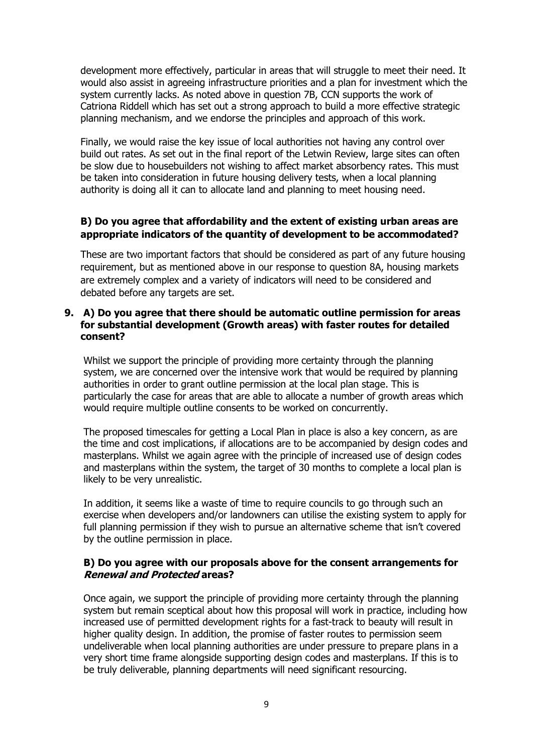development more effectively, particular in areas that will struggle to meet their need. It would also assist in agreeing infrastructure priorities and a plan for investment which the system currently lacks. As noted above in question 7B, CCN supports the work of Catriona Riddell which has set out a strong approach to build a more effective strategic planning mechanism, and we endorse the principles and approach of this work.

Finally, we would raise the key issue of local authorities not having any control over build out rates. As set out in the final report of the Letwin Review, large sites can often be slow due to housebuilders not wishing to affect market absorbency rates. This must be taken into consideration in future housing delivery tests, when a local planning authority is doing all it can to allocate land and planning to meet housing need.

**B) Do you agree that affordability and the extent of existing urban areas are appropriate indicators of the quantity of development to be accommodated?**

These are two important factors that should be considered as part of any future housing requirement, but as mentioned above in our response to question 8A, housing markets are extremely complex and a variety of indicators will need to be considered and debated before any targets are set.

**9. A) Do you agree that there should be automatic outline permission for areas for substantial development (Growth areas) with faster routes for detailed consent?**

Whilst we support the principle of providing more certainty through the planning system, we are concerned over the intensive work that would be required by planning authorities in order to grant outline permission at the local plan stage. This is particularly the case for areas that are able to allocate a number of growth areas which would require multiple outline consents to be worked on concurrently.

The proposed timescales for getting a Local Plan in place is also a key concern, as are the time and cost implications, if allocations are to be accompanied by design codes and masterplans. Whilst we again agree with the principle of increased use of design codes and masterplans within the system, the target of 30 months to complete a local plan is likely to be very unrealistic.

In addition, it seems like a waste of time to require councils to go through such an exercise when developers and/or landowners can utilise the existing system to apply for full planning permission if they wish to pursue an alternative scheme that isn't covered by the outline permission in place.

**B) Do you agree with our proposals above for the consent arrangements for *Renewal and Protected* areas?**

Once again, we support the principle of providing more certainty through the planning system but remain sceptical about how this proposal will work in practice, including how increased use of permitted development rights for a fast-track to beauty will result in higher quality design. In addition, the promise of faster routes to permission seem undeliverable when local planning authorities are under pressure to prepare plans in a very short time frame alongside supporting design codes and masterplans. If this is to be truly deliverable, planning departments will need significant resourcing.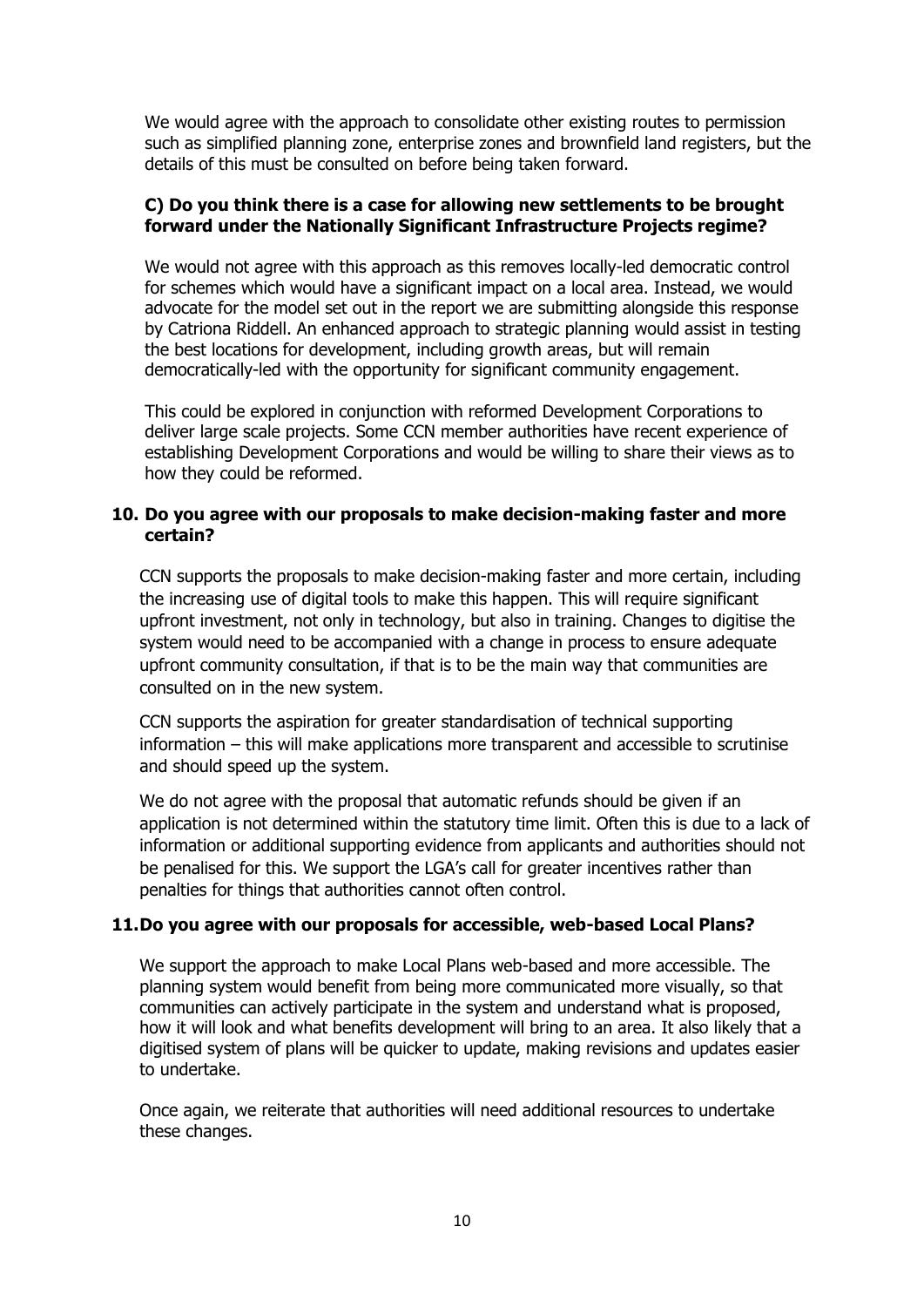We would agree with the approach to consolidate other existing routes to permission such as simplified planning zone, enterprise zones and brownfield land registers, but the details of this must be consulted on before being taken forward.

**C) Do you think there is a case for allowing new settlements to be brought forward under the Nationally Significant Infrastructure Projects regime?**

We would not agree with this approach as this removes locally-led democratic control for schemes which would have a significant impact on a local area. Instead, we would advocate for the model set out in the report we are submitting alongside this response by Catriona Riddell. An enhanced approach to strategic planning would assist in testing the best locations for development, including growth areas, but will remain democratically-led with the opportunity for significant community engagement.

This could be explored in conjunction with reformed Development Corporations to deliver large scale projects. Some CCN member authorities have recent experience of establishing Development Corporations and would be willing to share their views as to how they could be reformed.

**10. Do you agree with our proposals to make decision-making faster and more certain?**

CCN supports the proposals to make decision-making faster and more certain, including the increasing use of digital tools to make this happen. This will require significant upfront investment, not only in technology, but also in training. Changes to digitise the system would need to be accompanied with a change in process to ensure adequate upfront community consultation, if that is to be the main way that communities are consulted on in the new system.

CCN supports the aspiration for greater standardisation of technical supporting information – this will make applications more transparent and accessible to scrutinise and should speed up the system.

We do not agree with the proposal that automatic refunds should be given if an application is not determined within the statutory time limit. Often this is due to a lack of information or additional supporting evidence from applicants and authorities should not be penalised for this. We support the LGA's call for greater incentives rather than penalties for things that authorities cannot often control.

**11. Do you agree with our proposals for accessible, web-based Local Plans?**

We support the approach to make Local Plans web-based and more accessible. The planning system would benefit from being more communicated more visually, so that communities can actively participate in the system and understand what is proposed, how it will look and what benefits development will bring to an area. It also likely that a digitised system of plans will be quicker to update, making revisions and updates easier to undertake.

Once again, we reiterate that authorities will need additional resources to undertake these changes.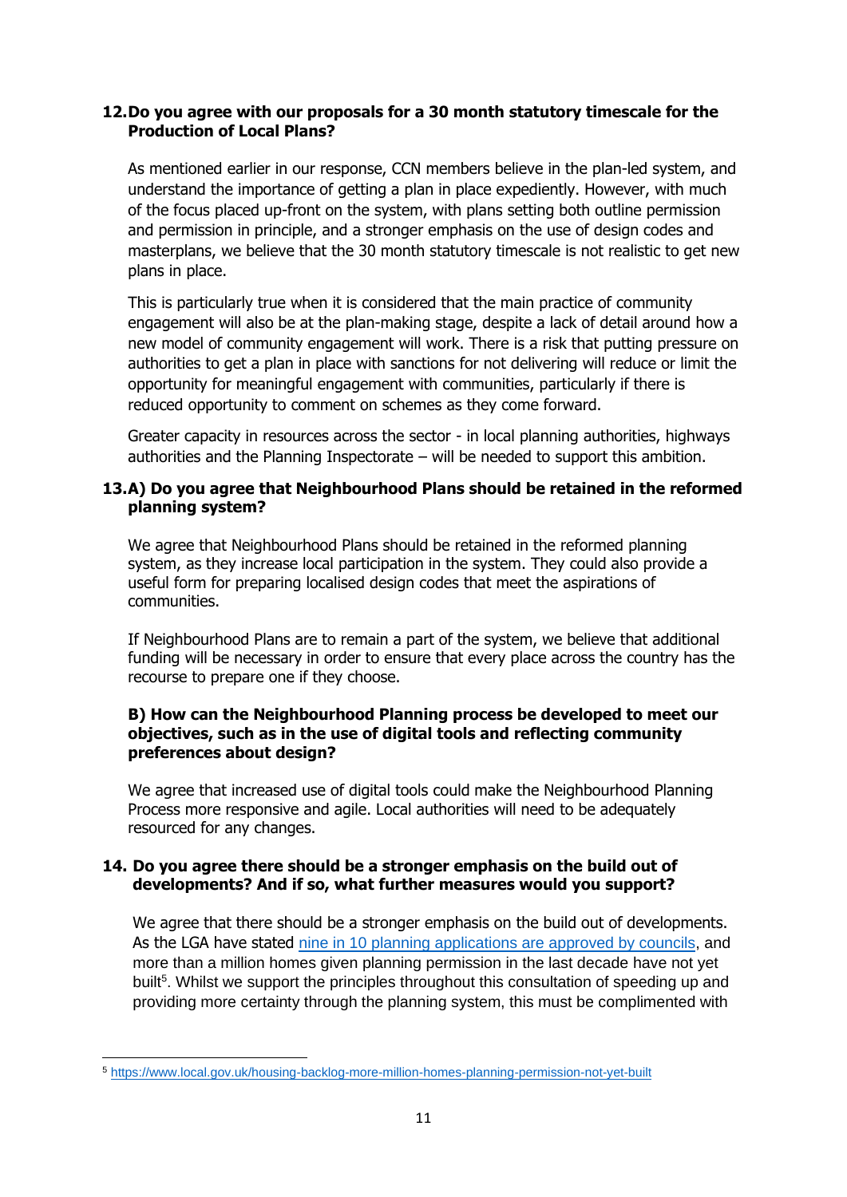**12. Do you agree with our proposals for a 30 month statutory timescale for the Production of Local Plans?**

As mentioned earlier in our response, CCN members believe in the plan-led system, and understand the importance of getting a plan in place expediently. However, with much of the focus placed up-front on the system, with plans setting both outline permission and permission in principle, and a stronger emphasis on the use of design codes and masterplans, we believe that the 30 month statutory timescale is not realistic to get new plans in place.

This is particularly true when it is considered that the main practice of community engagement will also be at the plan-making stage, despite a lack of detail around how a new model of community engagement will work. There is a risk that putting pressure on authorities to get a plan in place with sanctions for not delivering will reduce or limit the opportunity for meaningful engagement with communities, particularly if there is reduced opportunity to comment on schemes as they come forward.

Greater capacity in resources across the sector - in local planning authorities, highways authorities and the Planning Inspectorate – will be needed to support this ambition.

**13. A) Do you agree that Neighbourhood Plans should be retained in the reformed planning system?**

We agree that Neighbourhood Plans should be retained in the reformed planning system, as they increase local participation in the system. They could also provide a useful form for preparing localised design codes that meet the aspirations of communities.

If Neighbourhood Plans are to remain a part of the system, we believe that additional funding will be necessary in order to ensure that every place across the country has the recourse to prepare one if they choose.

**B) How can the Neighbourhood Planning process be developed to meet our objectives, such as in the use of digital tools and reflecting community preferences about design?**

We agree that increased use of digital tools could make the Neighbourhood Planning Process more responsive and agile. Local authorities will need to be adequately resourced for any changes.

**14. Do you agree there should be a stronger emphasis on the build out of developments? And if so, what further measures would you support?**

We agree that there should be a stronger emphasis on the build out of developments. As the LGA have stated nine in 10 planning applications are approved by councils, and more than a million homes given planning permission in the last decade have not yet built[5]. Whilst we support the principles throughout this consultation of speeding up and providing more certainty through the planning system, this must be complimented with

[5] https://www.local.gov.uk/housing-backlog-more-million-homes-planning-permission-not-yet-built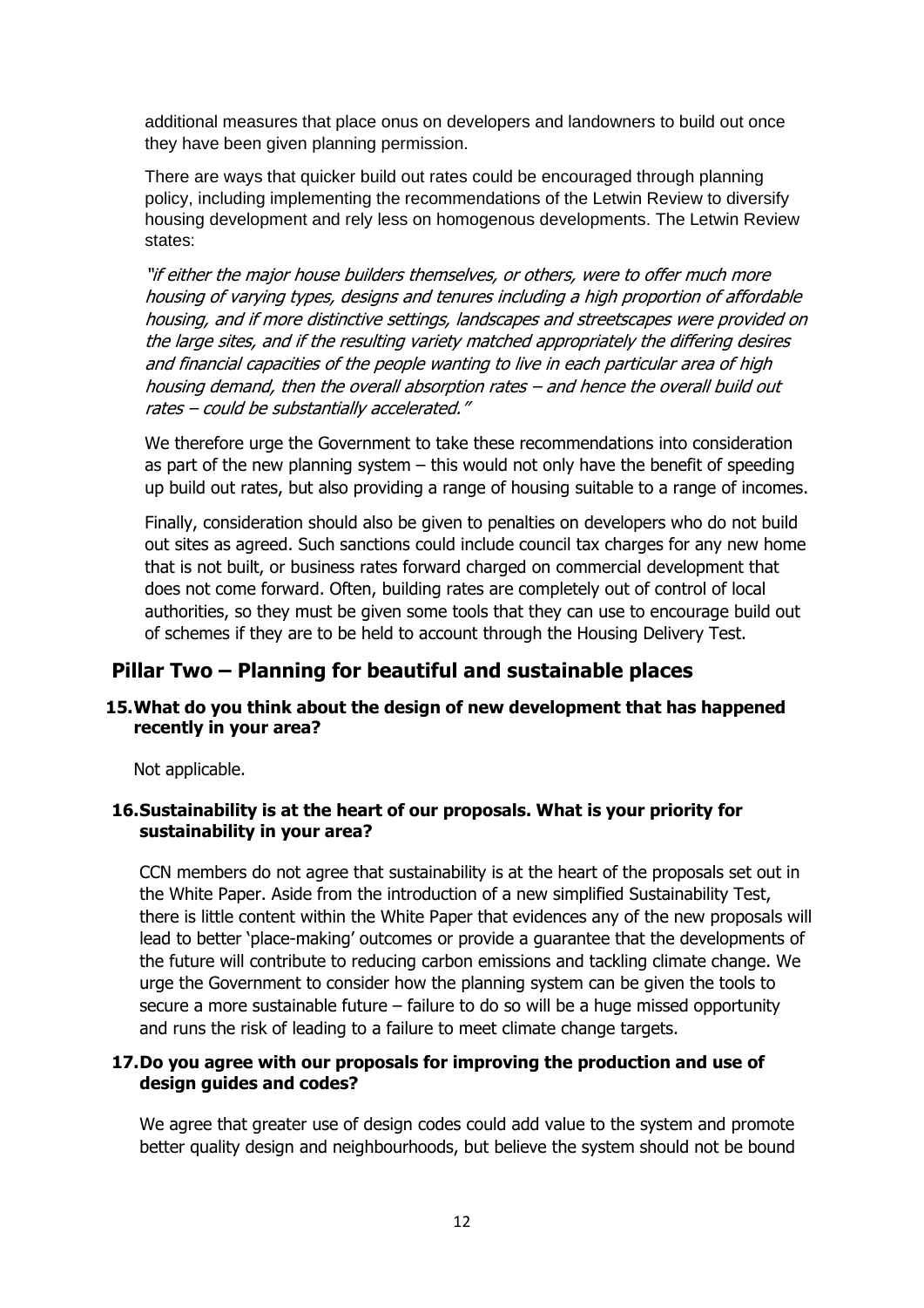additional measures that place onus on developers and landowners to build out once they have been given planning permission.

There are ways that quicker build out rates could be encouraged through planning policy, including implementing the recommendations of the Letwin Review to diversify housing development and rely less on homogenous developments. The Letwin Review states:

*"if either the major house builders themselves, or others, were to offer much more housing of varying types, designs and tenures including a high proportion of affordable housing, and if more distinctive settings, landscapes and streetscapes were provided on the large sites, and if the resulting variety matched appropriately the differing desires and financial capacities of the people wanting to live in each particular area of high housing demand, then the overall absorption rates – and hence the overall build out rates – could be substantially accelerated."*

We therefore urge the Government to take these recommendations into consideration as part of the new planning system – this would not only have the benefit of speeding up build out rates, but also providing a range of housing suitable to a range of incomes.

Finally, consideration should also be given to penalties on developers who do not build out sites as agreed. Such sanctions could include council tax charges for any new home that is not built, or business rates forward charged on commercial development that does not come forward. Often, building rates are completely out of control of local authorities, so they must be given some tools that they can use to encourage build out of schemes if they are to be held to account through the Housing Delivery Test.

## Pillar Two – Planning for beautiful and sustainable places

### 15. What do you think about the design of new development that has happened recently in your area?

Not applicable.

### 16. Sustainability is at the heart of our proposals. What is your priority for sustainability in your area?

CCN members do not agree that sustainability is at the heart of the proposals set out in the White Paper. Aside from the introduction of a new simplified Sustainability Test, there is little content within the White Paper that evidences any of the new proposals will lead to better 'place-making' outcomes or provide a guarantee that the developments of the future will contribute to reducing carbon emissions and tackling climate change. We urge the Government to consider how the planning system can be given the tools to secure a more sustainable future – failure to do so will be a huge missed opportunity and runs the risk of leading to a failure to meet climate change targets.

### 17. Do you agree with our proposals for improving the production and use of design guides and codes?

We agree that greater use of design codes could add value to the system and promote better quality design and neighbourhoods, but believe the system should not be bound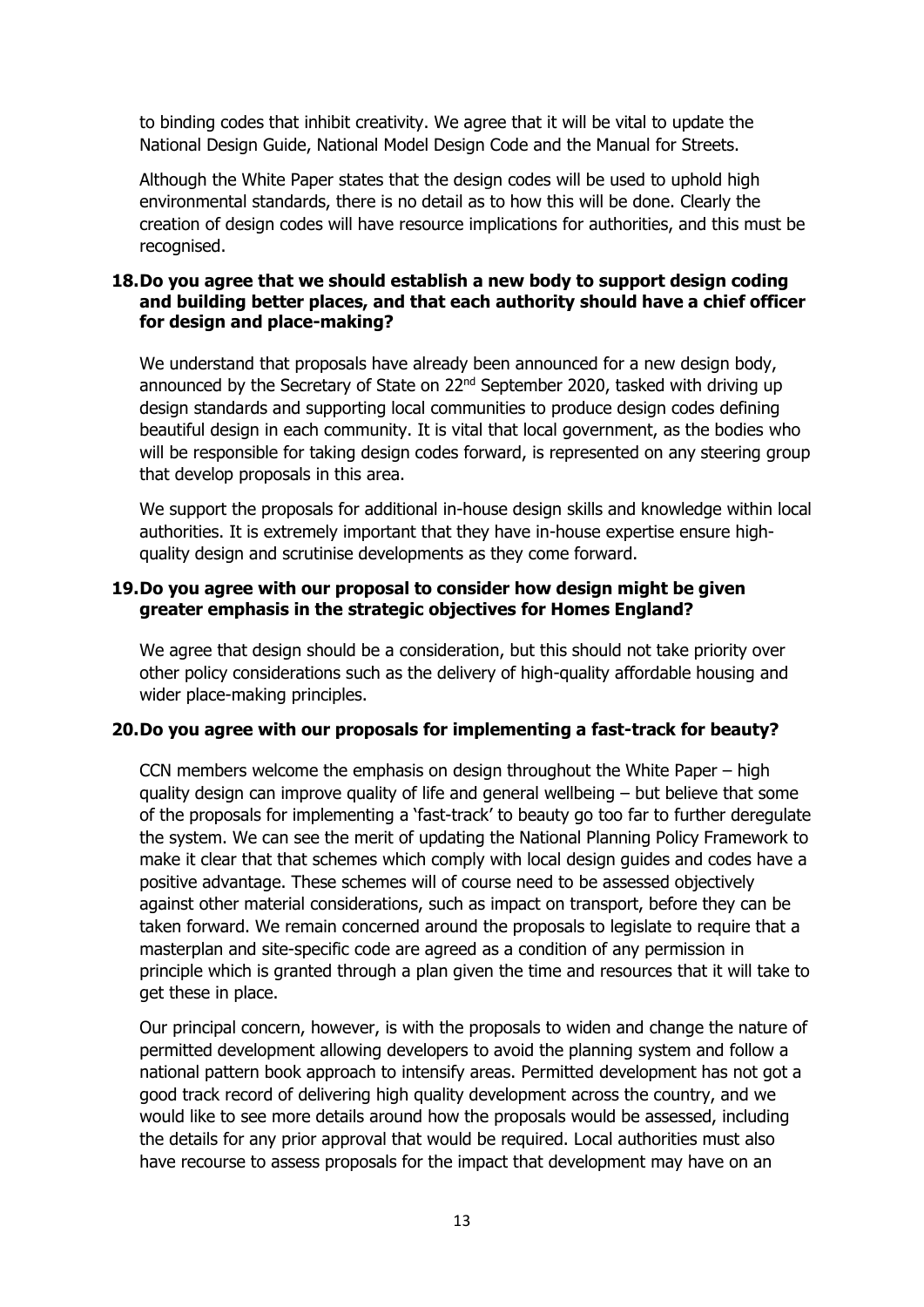to binding codes that inhibit creativity. We agree that it will be vital to update the National Design Guide, National Model Design Code and the Manual for Streets.

Although the White Paper states that the design codes will be used to uphold high environmental standards, there is no detail as to how this will be done. Clearly the creation of design codes will have resource implications for authorities, and this must be recognised.

**18. Do you agree that we should establish a new body to support design coding and building better places, and that each authority should have a chief officer for design and place-making?**

We understand that proposals have already been announced for a new design body, announced by the Secretary of State on 22nd September 2020, tasked with driving up design standards and supporting local communities to produce design codes defining beautiful design in each community. It is vital that local government, as the bodies who will be responsible for taking design codes forward, is represented on any steering group that develop proposals in this area.

We support the proposals for additional in-house design skills and knowledge within local authorities. It is extremely important that they have in-house expertise ensure high-quality design and scrutinise developments as they come forward.

**19. Do you agree with our proposal to consider how design might be given greater emphasis in the strategic objectives for Homes England?**

We agree that design should be a consideration, but this should not take priority over other policy considerations such as the delivery of high-quality affordable housing and wider place-making principles.

**20. Do you agree with our proposals for implementing a fast-track for beauty?**

CCN members welcome the emphasis on design throughout the White Paper – high quality design can improve quality of life and general wellbeing – but believe that some of the proposals for implementing a 'fast-track' to beauty go too far to further deregulate the system. We can see the merit of updating the National Planning Policy Framework to make it clear that that schemes which comply with local design guides and codes have a positive advantage. These schemes will of course need to be assessed objectively against other material considerations, such as impact on transport, before they can be taken forward. We remain concerned around the proposals to legislate to require that a masterplan and site-specific code are agreed as a condition of any permission in principle which is granted through a plan given the time and resources that it will take to get these in place.

Our principal concern, however, is with the proposals to widen and change the nature of permitted development allowing developers to avoid the planning system and follow a national pattern book approach to intensify areas. Permitted development has not got a good track record of delivering high quality development across the country, and we would like to see more details around how the proposals would be assessed, including the details for any prior approval that would be required. Local authorities must also have recourse to assess proposals for the impact that development may have on an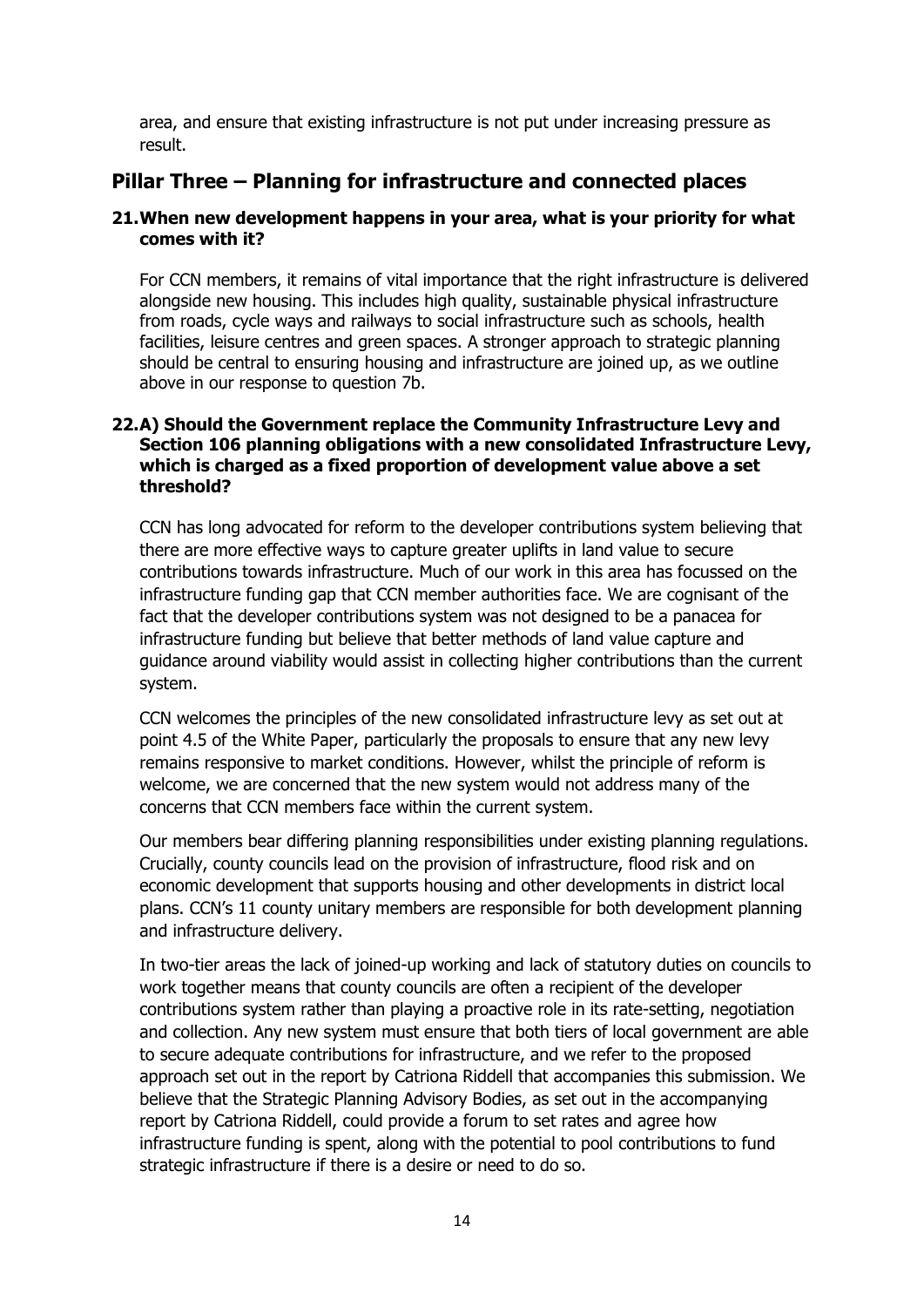area, and ensure that existing infrastructure is not put under increasing pressure as result.

## Pillar Three – Planning for infrastructure and connected places

### 21. When new development happens in your area, what is your priority for what comes with it?

For CCN members, it remains of vital importance that the right infrastructure is delivered alongside new housing. This includes high quality, sustainable physical infrastructure from roads, cycle ways and railways to social infrastructure such as schools, health facilities, leisure centres and green spaces. A stronger approach to strategic planning should be central to ensuring housing and infrastructure are joined up, as we outline above in our response to question 7b.

### 22. A) Should the Government replace the Community Infrastructure Levy and Section 106 planning obligations with a new consolidated Infrastructure Levy, which is charged as a fixed proportion of development value above a set threshold?

CCN has long advocated for reform to the developer contributions system believing that there are more effective ways to capture greater uplifts in land value to secure contributions towards infrastructure. Much of our work in this area has focussed on the infrastructure funding gap that CCN member authorities face. We are cognisant of the fact that the developer contributions system was not designed to be a panacea for infrastructure funding but believe that better methods of land value capture and guidance around viability would assist in collecting higher contributions than the current system.

CCN welcomes the principles of the new consolidated infrastructure levy as set out at point 4.5 of the White Paper, particularly the proposals to ensure that any new levy remains responsive to market conditions. However, whilst the principle of reform is welcome, we are concerned that the new system would not address many of the concerns that CCN members face within the current system.

Our members bear differing planning responsibilities under existing planning regulations. Crucially, county councils lead on the provision of infrastructure, flood risk and on economic development that supports housing and other developments in district local plans. CCN's 11 county unitary members are responsible for both development planning and infrastructure delivery.

In two-tier areas the lack of joined-up working and lack of statutory duties on councils to work together means that county councils are often a recipient of the developer contributions system rather than playing a proactive role in its rate-setting, negotiation and collection. Any new system must ensure that both tiers of local government are able to secure adequate contributions for infrastructure, and we refer to the proposed approach set out in the report by Catriona Riddell that accompanies this submission. We believe that the Strategic Planning Advisory Bodies, as set out in the accompanying report by Catriona Riddell, could provide a forum to set rates and agree how infrastructure funding is spent, along with the potential to pool contributions to fund strategic infrastructure if there is a desire or need to do so.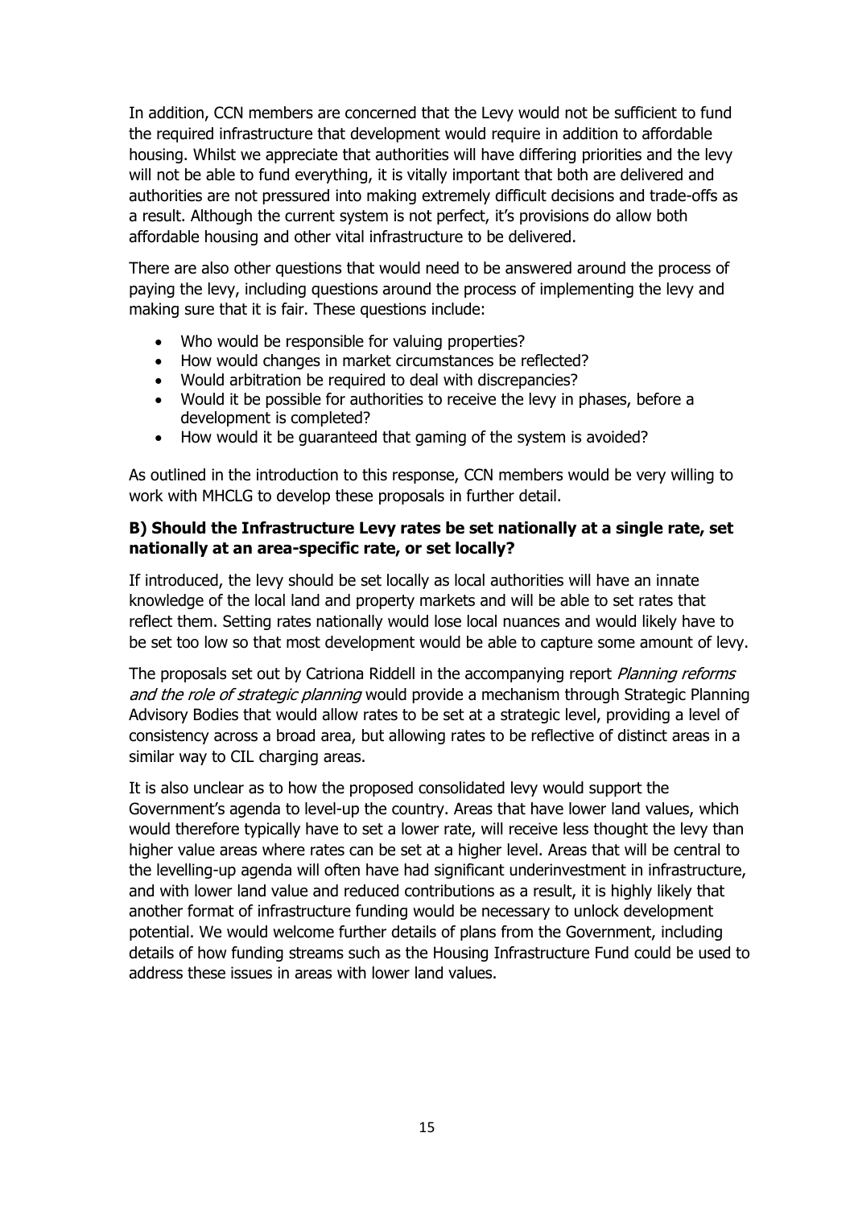In addition, CCN members are concerned that the Levy would not be sufficient to fund the required infrastructure that development would require in addition to affordable housing. Whilst we appreciate that authorities will have differing priorities and the levy will not be able to fund everything, it is vitally important that both are delivered and authorities are not pressured into making extremely difficult decisions and trade-offs as a result. Although the current system is not perfect, it's provisions do allow both affordable housing and other vital infrastructure to be delivered.

There are also other questions that would need to be answered around the process of paying the levy, including questions around the process of implementing the levy and making sure that it is fair. These questions include:

- Who would be responsible for valuing properties?
- How would changes in market circumstances be reflected?
- Would arbitration be required to deal with discrepancies?
- Would it be possible for authorities to receive the levy in phases, before a development is completed?
- How would it be guaranteed that gaming of the system is avoided?

As outlined in the introduction to this response, CCN members would be very willing to work with MHCLG to develop these proposals in further detail.

**B) Should the Infrastructure Levy rates be set nationally at a single rate, set nationally at an area-specific rate, or set locally?**

If introduced, the levy should be set locally as local authorities will have an innate knowledge of the local land and property markets and will be able to set rates that reflect them. Setting rates nationally would lose local nuances and would likely have to be set too low so that most development would be able to capture some amount of levy.

The proposals set out by Catriona Riddell in the accompanying report *Planning reforms and the role of strategic planning* would provide a mechanism through Strategic Planning Advisory Bodies that would allow rates to be set at a strategic level, providing a level of consistency across a broad area, but allowing rates to be reflective of distinct areas in a similar way to CIL charging areas.

It is also unclear as to how the proposed consolidated levy would support the Government's agenda to level-up the country. Areas that have lower land values, which would therefore typically have to set a lower rate, will receive less thought the levy than higher value areas where rates can be set at a higher level. Areas that will be central to the levelling-up agenda will often have had significant underinvestment in infrastructure, and with lower land value and reduced contributions as a result, it is highly likely that another format of infrastructure funding would be necessary to unlock development potential. We would welcome further details of plans from the Government, including details of how funding streams such as the Housing Infrastructure Fund could be used to address these issues in areas with lower land values.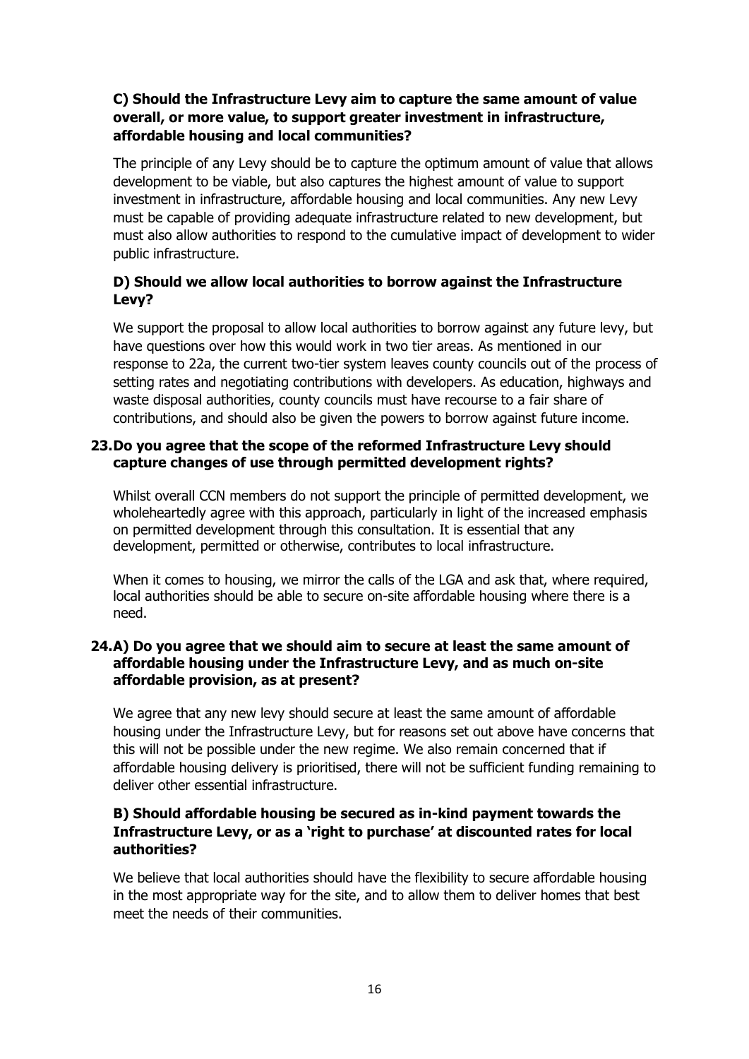**C) Should the Infrastructure Levy aim to capture the same amount of value overall, or more value, to support greater investment in infrastructure, affordable housing and local communities?**

The principle of any Levy should be to capture the optimum amount of value that allows development to be viable, but also captures the highest amount of value to support investment in infrastructure, affordable housing and local communities. Any new Levy must be capable of providing adequate infrastructure related to new development, but must also allow authorities to respond to the cumulative impact of development to wider public infrastructure.

**D) Should we allow local authorities to borrow against the Infrastructure Levy?**

We support the proposal to allow local authorities to borrow against any future levy, but have questions over how this would work in two tier areas. As mentioned in our response to 22a, the current two-tier system leaves county councils out of the process of setting rates and negotiating contributions with developers. As education, highways and waste disposal authorities, county councils must have recourse to a fair share of contributions, and should also be given the powers to borrow against future income.

**23. Do you agree that the scope of the reformed Infrastructure Levy should capture changes of use through permitted development rights?**

Whilst overall CCN members do not support the principle of permitted development, we wholeheartedly agree with this approach, particularly in light of the increased emphasis on permitted development through this consultation. It is essential that any development, permitted or otherwise, contributes to local infrastructure.

When it comes to housing, we mirror the calls of the LGA and ask that, where required, local authorities should be able to secure on-site affordable housing where there is a need.

**24. A) Do you agree that we should aim to secure at least the same amount of affordable housing under the Infrastructure Levy, and as much on-site affordable provision, as at present?**

We agree that any new levy should secure at least the same amount of affordable housing under the Infrastructure Levy, but for reasons set out above have concerns that this will not be possible under the new regime. We also remain concerned that if affordable housing delivery is prioritised, there will not be sufficient funding remaining to deliver other essential infrastructure.

**B) Should affordable housing be secured as in-kind payment towards the Infrastructure Levy, or as a 'right to purchase' at discounted rates for local authorities?**

We believe that local authorities should have the flexibility to secure affordable housing in the most appropriate way for the site, and to allow them to deliver homes that best meet the needs of their communities.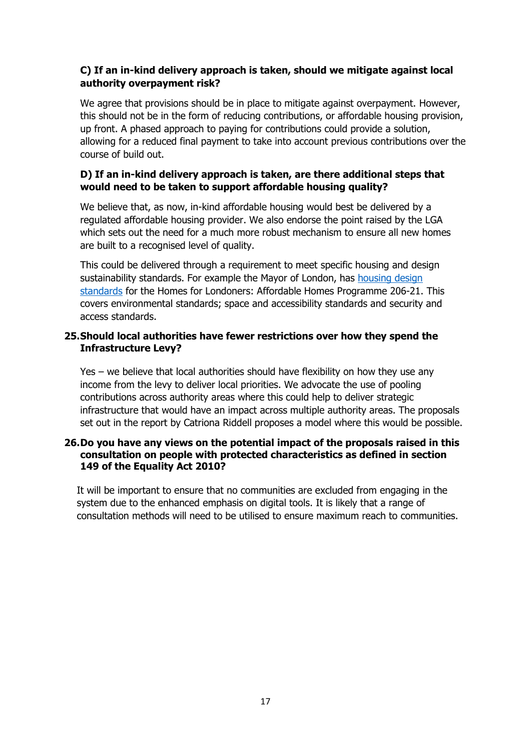**C) If an in-kind delivery approach is taken, should we mitigate against local authority overpayment risk?**

We agree that provisions should be in place to mitigate against overpayment. However, this should not be in the form of reducing contributions, or affordable housing provision, up front. A phased approach to paying for contributions could provide a solution, allowing for a reduced final payment to take into account previous contributions over the course of build out.

**D) If an in-kind delivery approach is taken, are there additional steps that would need to be taken to support affordable housing quality?**

We believe that, as now, in-kind affordable housing would best be delivered by a regulated affordable housing provider. We also endorse the point raised by the LGA which sets out the need for a much more robust mechanism to ensure all new homes are built to a recognised level of quality.

This could be delivered through a requirement to meet specific housing and design sustainability standards. For example the Mayor of London, has housing design standards for the Homes for Londoners: Affordable Homes Programme 206-21. This covers environmental standards; space and accessibility standards and security and access standards.

**25. Should local authorities have fewer restrictions over how they spend the Infrastructure Levy?**

Yes – we believe that local authorities should have flexibility on how they use any income from the levy to deliver local priorities. We advocate the use of pooling contributions across authority areas where this could help to deliver strategic infrastructure that would have an impact across multiple authority areas. The proposals set out in the report by Catriona Riddell proposes a model where this would be possible.

**26. Do you have any views on the potential impact of the proposals raised in this consultation on people with protected characteristics as defined in section 149 of the Equality Act 2010?**

It will be important to ensure that no communities are excluded from engaging in the system due to the enhanced emphasis on digital tools. It is likely that a range of consultation methods will need to be utilised to ensure maximum reach to communities.